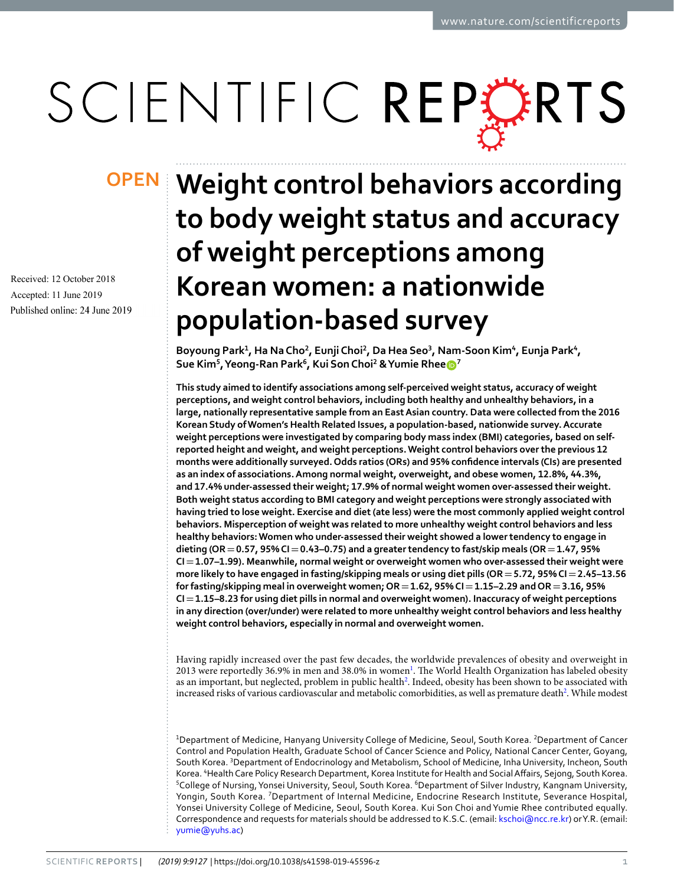**OPEN**

# Weight control behaviors according to body weight status and accuracy of weight perceptions among Korean women: a nationwide population-based survey

Received: 12 October 2018

Accepted: 11 June 2019

Published online: 24 June 2019

Boyoung Park[1], Ha Na Cho[2], Eunji Choi[2], Da Hea Seo[3], Nam-Soon Kim[4], Eunja Park[4], Sue Kim[5], Yeong-Ran Park[6], Kui Son Choi[2] & Yumie Rhee[7]

**This study aimed to identify associations among self-perceived weight status, accuracy of weight perceptions, and weight control behaviors, including both healthy and unhealthy behaviors, in a large, nationally representative sample from an East Asian country. Data were collected from the 2016 Korean Study of Women's Health Related Issues, a population-based, nationwide survey. Accurate weight perceptions were investigated by comparing body mass index (BMI) categories, based on self-reported height and weight, and weight perceptions. Weight control behaviors over the previous 12 months were additionally surveyed. Odds ratios (ORs) and 95% confidence intervals (CIs) are presented as an index of associations. Among normal weight, overweight, and obese women, 12.8%, 44.3%, and 17.4% under-assessed their weight; 17.9% of normal weight women over-assessed their weight. Both weight status according to BMI category and weight perceptions were strongly associated with having tried to lose weight. Exercise and diet (ate less) were the most commonly applied weight control behaviors. Misperception of weight was related to more unhealthy weight control behaviors and less healthy behaviors: Women who under-assessed their weight showed a lower tendency to engage in dieting (OR = 0.57, 95% CI = 0.43–0.75) and a greater tendency to fast/skip meals (OR = 1.47, 95% CI = 1.07–1.99). Meanwhile, normal weight or overweight women who over-assessed their weight were more likely to have engaged in fasting/skipping meals or using diet pills (OR = 5.72, 95% CI = 2.45–13.56 for fasting/skipping meal in overweight women; OR = 1.62, 95% CI = 1.15–2.29 and OR = 3.16, 95% CI = 1.15–8.23 for using diet pills in normal and overweight women). Inaccuracy of weight perceptions in any direction (over/under) were related to more unhealthy weight control behaviors and less healthy weight control behaviors, especially in normal and overweight women.**

Having rapidly increased over the past few decades, the worldwide prevalences of obesity and overweight in 2013 were reportedly 36.9% in men and 38.0% in women[1]. The World Health Organization has labeled obesity as an important, but neglected, problem in public health[2]. Indeed, obesity has been shown to be associated with increased risks of various cardiovascular and metabolic comorbidities, as well as premature death[2]. While modest

[1]Department of Medicine, Hanyang University College of Medicine, Seoul, South Korea. [2]Department of Cancer Control and Population Health, Graduate School of Cancer Science and Policy, National Cancer Center, Goyang, South Korea. [3]Department of Endocrinology and Metabolism, School of Medicine, Inha University, Incheon, South Korea. [4]Health Care Policy Research Department, Korea Institute for Health and Social Affairs, Sejong, South Korea. [5]College of Nursing, Yonsei University, Seoul, South Korea. [6]Department of Silver Industry, Kangnam University, Yongin, South Korea. [7]Department of Internal Medicine, Endocrine Research Institute, Severance Hospital, Yonsei University College of Medicine, Seoul, South Korea. Kui Son Choi and Yumie Rhee contributed equally. Correspondence and requests for materials should be addressed to K.S.C. (email: kschoi@ncc.re.kr) or Y.R. (email: yumie@yuhs.ac)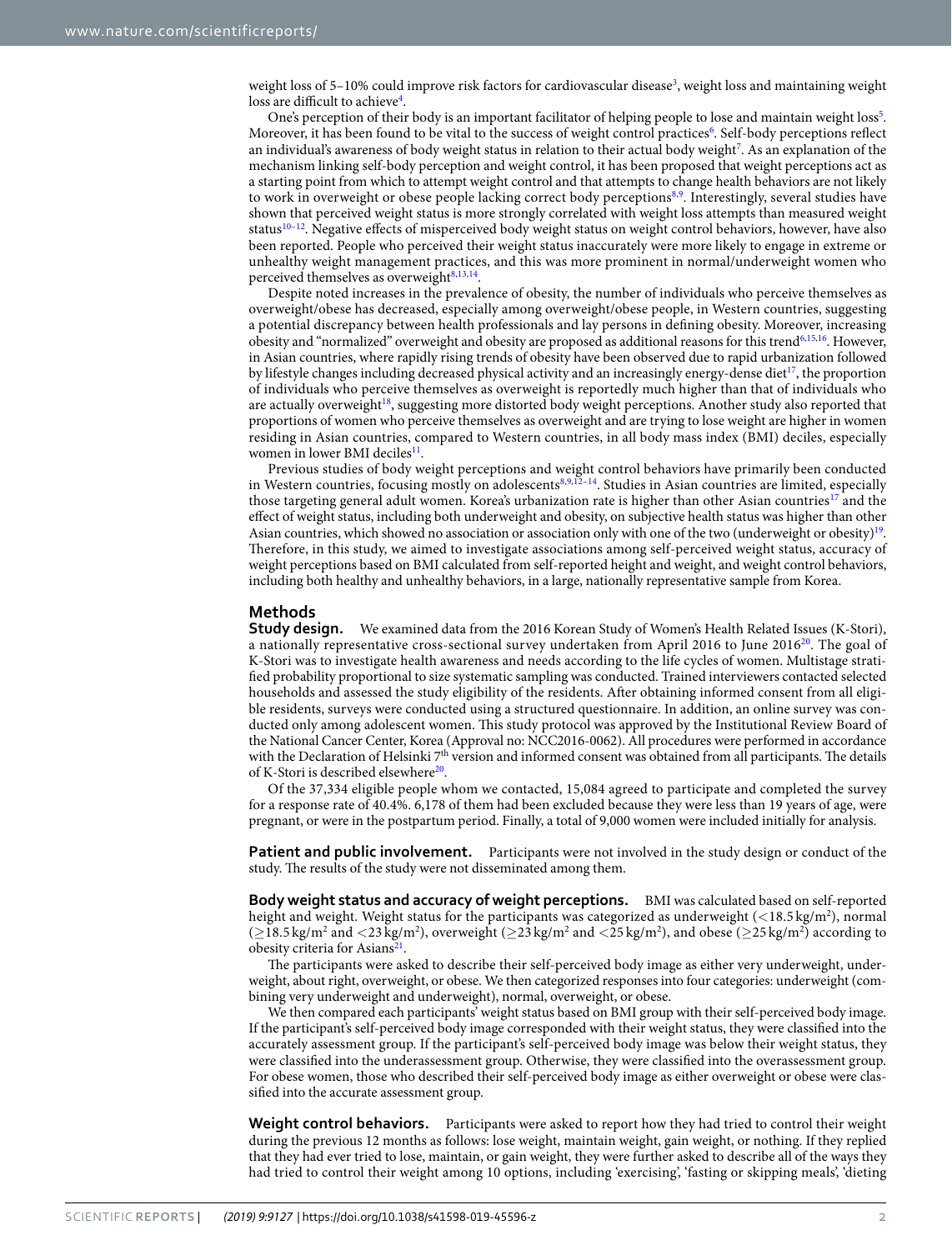weight loss of 5–10% could improve risk factors for cardiovascular disease[3], weight loss and maintaining weight loss are difficult to achieve[4].

One's perception of their body is an important facilitator of helping people to lose and maintain weight loss[5]. Moreover, it has been found to be vital to the success of weight control practices[6]. Self-body perceptions reflect an individual's awareness of body weight status in relation to their actual body weight[7]. As an explanation of the mechanism linking self-body perception and weight control, it has been proposed that weight perceptions act as a starting point from which to attempt weight control and that attempts to change health behaviors are not likely to work in overweight or obese people lacking correct body perceptions[8,9]. Interestingly, several studies have shown that perceived weight status is more strongly correlated with weight loss attempts than measured weight status[10–12]. Negative effects of misperceived body weight status on weight control behaviors, however, have also been reported. People who perceived their weight status inaccurately were more likely to engage in extreme or unhealthy weight management practices, and this was more prominent in normal/underweight women who perceived themselves as overweight[8,13,14].

Despite noted increases in the prevalence of obesity, the number of individuals who perceive themselves as overweight/obese has decreased, especially among overweight/obese people, in Western countries, suggesting a potential discrepancy between health professionals and lay persons in defining obesity. Moreover, increasing obesity and "normalized" overweight and obesity are proposed as additional reasons for this trend[6,15,16]. However, in Asian countries, where rapidly rising trends of obesity have been observed due to rapid urbanization followed by lifestyle changes including decreased physical activity and an increasingly energy-dense diet[17], the proportion of individuals who perceive themselves as overweight is reportedly much higher than that of individuals who are actually overweight[18], suggesting more distorted body weight perceptions. Another study also reported that proportions of women who perceive themselves as overweight and are trying to lose weight are higher in women residing in Asian countries, compared to Western countries, in all body mass index (BMI) deciles, especially women in lower BMI deciles[11].

Previous studies of body weight perceptions and weight control behaviors have primarily been conducted in Western countries, focusing mostly on adolescents[8,9,12–14]. Studies in Asian countries are limited, especially those targeting general adult women. Korea's urbanization rate is higher than other Asian countries[17] and the effect of weight status, including both underweight and obesity, on subjective health status was higher than other Asian countries, which showed no association or association only with one of the two (underweight or obesity)[19]. Therefore, in this study, we aimed to investigate associations among self-perceived weight status, accuracy of weight perceptions based on BMI calculated from self-reported height and weight, and weight control behaviors, including both healthy and unhealthy behaviors, in a large, nationally representative sample from Korea.

## Methods

**Study design.** We examined data from the 2016 Korean Study of Women's Health Related Issues (K-Stori), a nationally representative cross-sectional survey undertaken from April 2016 to June 2016[20]. The goal of K-Stori was to investigate health awareness and needs according to the life cycles of women. Multistage stratified probability proportional to size systematic sampling was conducted. Trained interviewers contacted selected households and assessed the study eligibility of the residents. After obtaining informed consent from all eligible residents, surveys were conducted using a structured questionnaire. In addition, an online survey was conducted only among adolescent women. This study protocol was approved by the Institutional Review Board of the National Cancer Center, Korea (Approval no: NCC2016-0062). All procedures were performed in accordance with the Declaration of Helsinki 7th version and informed consent was obtained from all participants. The details of K-Stori is described elsewhere[20].

Of the 37,334 eligible people whom we contacted, 15,084 agreed to participate and completed the survey for a response rate of 40.4%. 6,178 of them had been excluded because they were less than 19 years of age, were pregnant, or were in the postpartum period. Finally, a total of 9,000 women were included initially for analysis.

**Patient and public involvement.** Participants were not involved in the study design or conduct of the study. The results of the study were not disseminated among them.

**Body weight status and accuracy of weight perceptions.** BMI was calculated based on self-reported height and weight. Weight status for the participants was categorized as underweight ($<18.5\,\text{kg/m}^2$), normal ($\geq 18.5\,\text{kg/m}^2$ and $<23\,\text{kg/m}^2$), overweight ($\geq 23\,\text{kg/m}^2$ and $<25\,\text{kg/m}^2$), and obese ($\geq 25\,\text{kg/m}^2$) according to obesity criteria for Asians[21].

The participants were asked to describe their self-perceived body image as either very underweight, underweight, about right, overweight, or obese. We then categorized responses into four categories: underweight (combining very underweight and underweight), normal, overweight, or obese.

We then compared each participants' weight status based on BMI group with their self-perceived body image. If the participant's self-perceived body image corresponded with their weight status, they were classified into the accurately assessment group. If the participant's self-perceived body image was below their weight status, they were classified into the underassessment group. Otherwise, they were classified into the overassessment group. For obese women, those who described their self-perceived body image as either overweight or obese were classified into the accurate assessment group.

**Weight control behaviors.** Participants were asked to report how they had tried to control their weight during the previous 12 months as follows: lose weight, maintain weight, gain weight, or nothing. If they replied that they had ever tried to lose, maintain, or gain weight, they were further asked to describe all of the ways they had tried to control their weight among 10 options, including 'exercising', 'fasting or skipping meals', 'dieting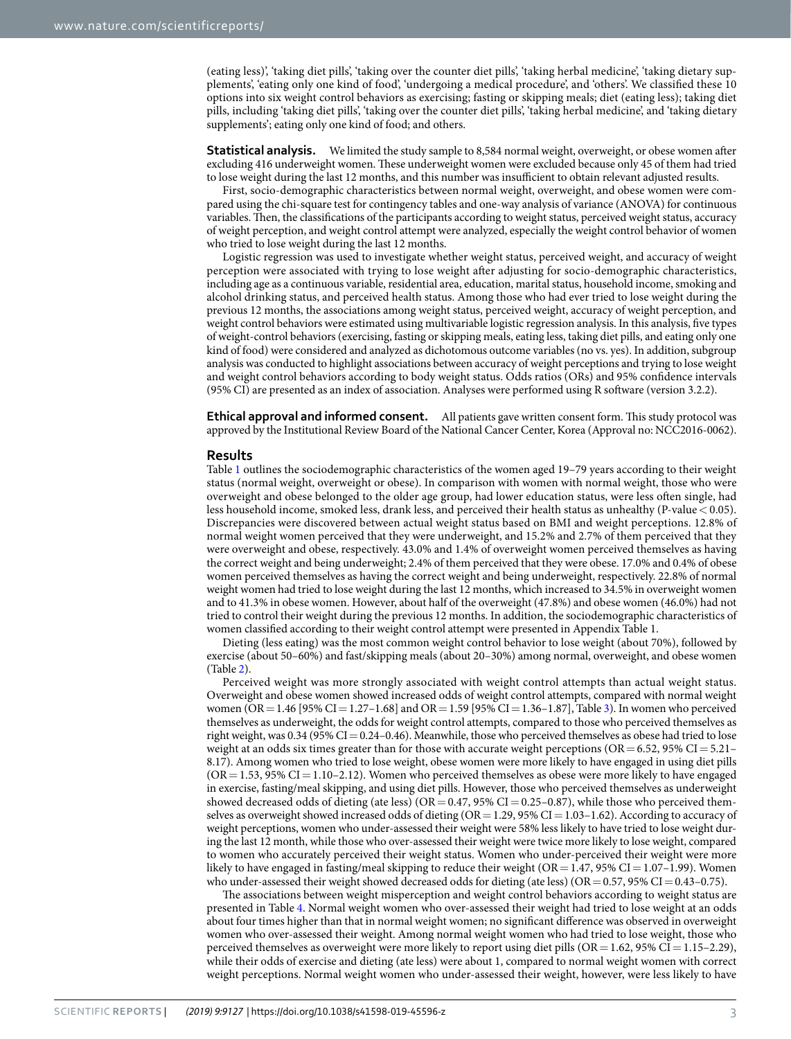(eating less)', 'taking diet pills', 'taking over the counter diet pills', 'taking herbal medicine', 'taking dietary supplements', 'eating only one kind of food', 'undergoing a medical procedure', and 'others'. We classified these 10 options into six weight control behaviors as exercising; fasting or skipping meals; diet (eating less); taking diet pills, including 'taking diet pills', 'taking over the counter diet pills', 'taking herbal medicine', and 'taking dietary supplements'; eating only one kind of food; and others.

**Statistical analysis.** We limited the study sample to 8,584 normal weight, overweight, or obese women after excluding 416 underweight women. These underweight women were excluded because only 45 of them had tried to lose weight during the last 12 months, and this number was insufficient to obtain relevant adjusted results.

First, socio-demographic characteristics between normal weight, overweight, and obese women were compared using the chi-square test for contingency tables and one-way analysis of variance (ANOVA) for continuous variables. Then, the classifications of the participants according to weight status, perceived weight status, accuracy of weight perception, and weight control attempt were analyzed, especially the weight control behavior of women who tried to lose weight during the last 12 months.

Logistic regression was used to investigate whether weight status, perceived weight, and accuracy of weight perception were associated with trying to lose weight after adjusting for socio-demographic characteristics, including age as a continuous variable, residential area, education, marital status, household income, smoking and alcohol drinking status, and perceived health status. Among those who had ever tried to lose weight during the previous 12 months, the associations among weight status, perceived weight, accuracy of weight perception, and weight control behaviors were estimated using multivariable logistic regression analysis. In this analysis, five types of weight-control behaviors (exercising, fasting or skipping meals, eating less, taking diet pills, and eating only one kind of food) were considered and analyzed as dichotomous outcome variables (no vs. yes). In addition, subgroup analysis was conducted to highlight associations between accuracy of weight perceptions and trying to lose weight and weight control behaviors according to body weight status. Odds ratios (ORs) and 95% confidence intervals (95% CI) are presented as an index of association. Analyses were performed using R software (version 3.2.2).

**Ethical approval and informed consent.** All patients gave written consent form. This study protocol was approved by the Institutional Review Board of the National Cancer Center, Korea (Approval no: NCC2016-0062).

## Results

Table 1 outlines the sociodemographic characteristics of the women aged 19–79 years according to their weight status (normal weight, overweight or obese). In comparison with women with normal weight, those who were overweight and obese belonged to the older age group, had lower education status, were less often single, had less household income, smoked less, drank less, and perceived their health status as unhealthy (P-value $< 0.05$). Discrepancies were discovered between actual weight status based on BMI and weight perceptions. 12.8% of normal weight women perceived that they were underweight, and 15.2% and 2.7% of them perceived that they were overweight and obese, respectively. 43.0% and 1.4% of overweight women perceived themselves as having the correct weight and being underweight; 2.4% of them perceived that they were obese. 17.0% and 0.4% of obese women perceived themselves as having the correct weight and being underweight, respectively. 22.8% of normal weight women had tried to lose weight during the last 12 months, which increased to 34.5% in overweight women and to 41.3% in obese women. However, about half of the overweight (47.8%) and obese women (46.0%) had not tried to control their weight during the previous 12 months. In addition, the sociodemographic characteristics of women classified according to their weight control attempt were presented in Appendix Table 1.

Dieting (less eating) was the most common weight control behavior to lose weight (about 70%), followed by exercise (about 50–60%) and fast/skipping meals (about 20–30%) among normal, overweight, and obese women (Table 2).

Perceived weight was more strongly associated with weight control attempts than actual weight status. Overweight and obese women showed increased odds of weight control attempts, compared with normal weight women (OR = 1.46 [95% CI = 1.27–1.68] and OR = 1.59 [95% CI = 1.36–1.87], Table 3). In women who perceived themselves as underweight, the odds for weight control attempts, compared to those who perceived themselves as right weight, was 0.34 (95% CI = 0.24–0.46). Meanwhile, those who perceived themselves as obese had tried to lose weight at an odds six times greater than for those with accurate weight perceptions (OR = 6.52, 95% CI = 5.21–8.17). Among women who tried to lose weight, obese women were more likely to have engaged in using diet pills (OR = 1.53, 95% CI = 1.10–2.12). Women who perceived themselves as obese were more likely to have engaged in exercise, fasting/meal skipping, and using diet pills. However, those who perceived themselves as underweight showed decreased odds of dieting (ate less) (OR = 0.47, 95% CI = 0.25–0.87), while those who perceived themselves as overweight showed increased odds of dieting (OR = 1.29, 95% CI = 1.03–1.62). According to accuracy of weight perceptions, women who under-assessed their weight were 58% less likely to have tried to lose weight during the last 12 month, while those who over-assessed their weight were twice more likely to lose weight, compared to women who accurately perceived their weight status. Women who under-perceived their weight were more likely to have engaged in fasting/meal skipping to reduce their weight (OR = 1.47, 95% CI = 1.07–1.99). Women who under-assessed their weight showed decreased odds for dieting (ate less) (OR = 0.57, 95% CI = 0.43–0.75).

The associations between weight misperception and weight control behaviors according to weight status are presented in Table 4. Normal weight women who over-assessed their weight had tried to lose weight at an odds about four times higher than that in normal weight women; no significant difference was observed in overweight women who over-assessed their weight. Among normal weight women who had tried to lose weight, those who perceived themselves as overweight were more likely to report using diet pills (OR = 1.62, 95% CI = 1.15–2.29), while their odds of exercise and dieting (ate less) were about 1, compared to normal weight women with correct weight perceptions. Normal weight women who under-assessed their weight, however, were less likely to have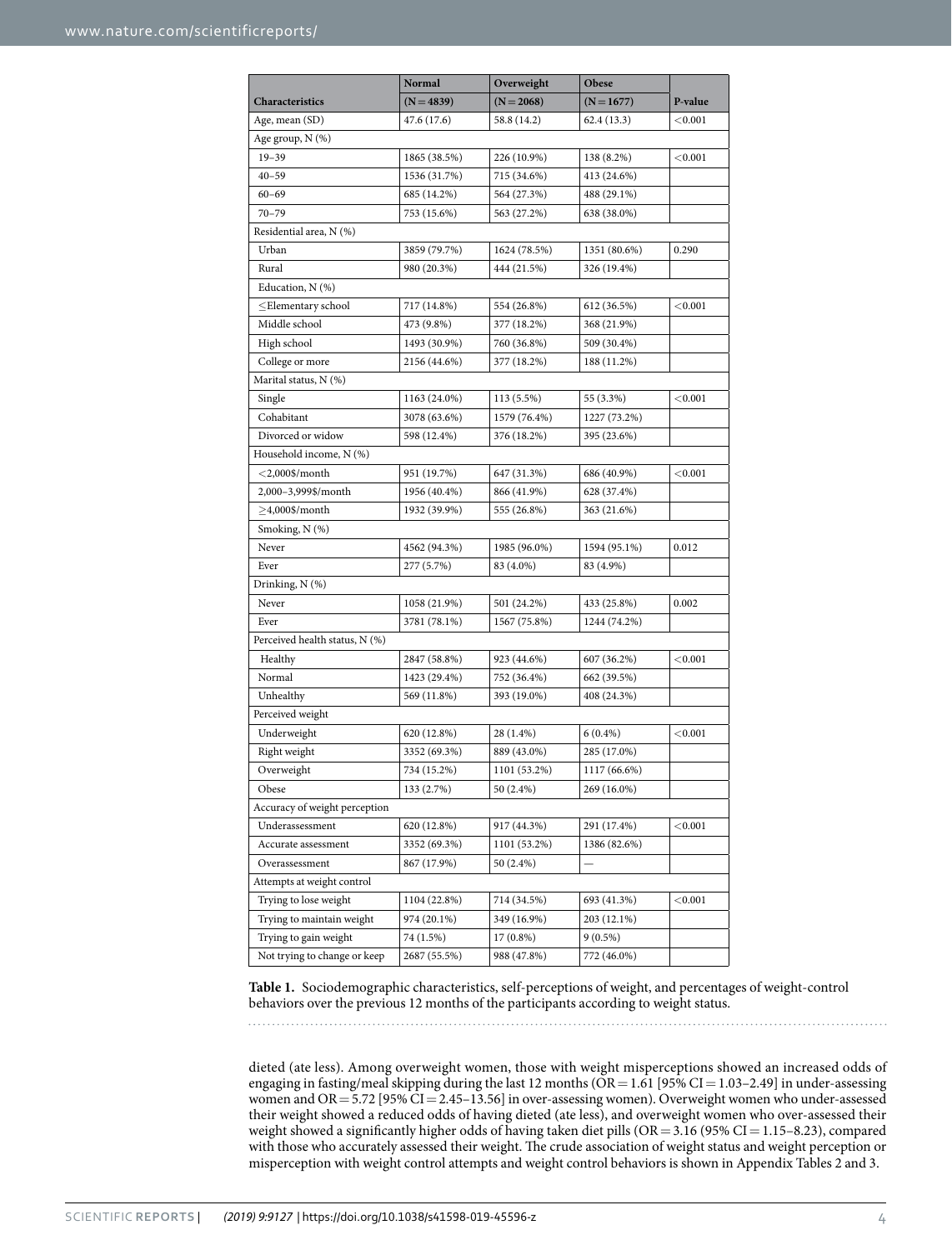| Characteristics | Normal (N = 4839) | Overweight (N = 2068) | Obese (N = 1677) | P-value |
|---|---|---|---|---|
| Age, mean (SD) | 47.6 (17.6) | 58.8 (14.2) | 62.4 (13.3) | <0.001 |
| Age group, N (%) | | | | |
| 19–39 | 1865 (38.5%) | 226 (10.9%) | 138 (8.2%) | <0.001 |
| 40–59 | 1536 (31.7%) | 715 (34.6%) | 413 (24.6%) | |
| 60–69 | 685 (14.2%) | 564 (27.3%) | 488 (29.1%) | |
| 70–79 | 753 (15.6%) | 563 (27.2%) | 638 (38.0%) | |
| Residential area, N (%) | | | | |
| Urban | 3859 (79.7%) | 1624 (78.5%) | 1351 (80.6%) | 0.290 |
| Rural | 980 (20.3%) | 444 (21.5%) | 326 (19.4%) | |
| Education, N (%) | | | | |
| ≤Elementary school | 717 (14.8%) | 554 (26.8%) | 612 (36.5%) | <0.001 |
| Middle school | 473 (9.8%) | 377 (18.2%) | 368 (21.9%) | |
| High school | 1493 (30.9%) | 760 (36.8%) | 509 (30.4%) | |
| College or more | 2156 (44.6%) | 377 (18.2%) | 188 (11.2%) | |
| Marital status, N (%) | | | | |
| Single | 1163 (24.0%) | 113 (5.5%) | 55 (3.3%) | <0.001 |
| Cohabitant | 3078 (63.6%) | 1579 (76.4%) | 1227 (73.2%) | |
| Divorced or widow | 598 (12.4%) | 376 (18.2%) | 395 (23.6%) | |
| Household income, N (%) | | | | |
| <2,000$/month | 951 (19.7%) | 647 (31.3%) | 686 (40.9%) | <0.001 |
| 2,000–3,999$/month | 1956 (40.4%) | 866 (41.9%) | 628 (37.4%) | |
| ≥4,000$/month | 1932 (39.9%) | 555 (26.8%) | 363 (21.6%) | |
| Smoking, N (%) | | | | |
| Never | 4562 (94.3%) | 1985 (96.0%) | 1594 (95.1%) | 0.012 |
| Ever | 277 (5.7%) | 83 (4.0%) | 83 (4.9%) | |
| Drinking, N (%) | | | | |
| Never | 1058 (21.9%) | 501 (24.2%) | 433 (25.8%) | 0.002 |
| Ever | 3781 (78.1%) | 1567 (75.8%) | 1244 (74.2%) | |
| Perceived health status, N (%) | | | | |
| Healthy | 2847 (58.8%) | 923 (44.6%) | 607 (36.2%) | <0.001 |
| Normal | 1423 (29.4%) | 752 (36.4%) | 662 (39.5%) | |
| Unhealthy | 569 (11.8%) | 393 (19.0%) | 408 (24.3%) | |
| Perceived weight | | | | |
| Underweight | 620 (12.8%) | 28 (1.4%) | 6 (0.4%) | <0.001 |
| Right weight | 3352 (69.3%) | 889 (43.0%) | 285 (17.0%) | |
| Overweight | 734 (15.2%) | 1101 (53.2%) | 1117 (66.6%) | |
| Obese | 133 (2.7%) | 50 (2.4%) | 269 (16.0%) | |
| Accuracy of weight perception | | | | |
| Underassessment | 620 (12.8%) | 917 (44.3%) | 291 (17.4%) | <0.001 |
| Accurate assessment | 3352 (69.3%) | 1101 (53.2%) | 1386 (82.6%) | |
| Overassessment | 867 (17.9%) | 50 (2.4%) | — | |
| Attempts at weight control | | | | |
| Trying to lose weight | 1104 (22.8%) | 714 (34.5%) | 693 (41.3%) | <0.001 |
| Trying to maintain weight | 974 (20.1%) | 349 (16.9%) | 203 (12.1%) | |
| Trying to gain weight | 74 (1.5%) | 17 (0.8%) | 9 (0.5%) | |
| Not trying to change or keep | 2687 (55.5%) | 988 (47.8%) | 772 (46.0%) | |

**Table 1.** Sociodemographic characteristics, self-perceptions of weight, and percentages of weight-control behaviors over the previous 12 months of the participants according to weight status.

dieted (ate less). Among overweight women, those with weight misperceptions showed an increased odds of engaging in fasting/meal skipping during the last 12 months (OR = 1.61 [95% CI = 1.03–2.49] in under-assessing women and OR = 5.72 [95% CI = 2.45–13.56] in over-assessing women). Overweight women who under-assessed their weight showed a reduced odds of having dieted (ate less), and overweight women who over-assessed their weight showed a significantly higher odds of having taken diet pills (OR = 3.16 (95% CI = 1.15–8.23), compared with those who accurately assessed their weight. The crude association of weight status and weight perception or misperception with weight control attempts and weight control behaviors is shown in Appendix Tables 2 and 3.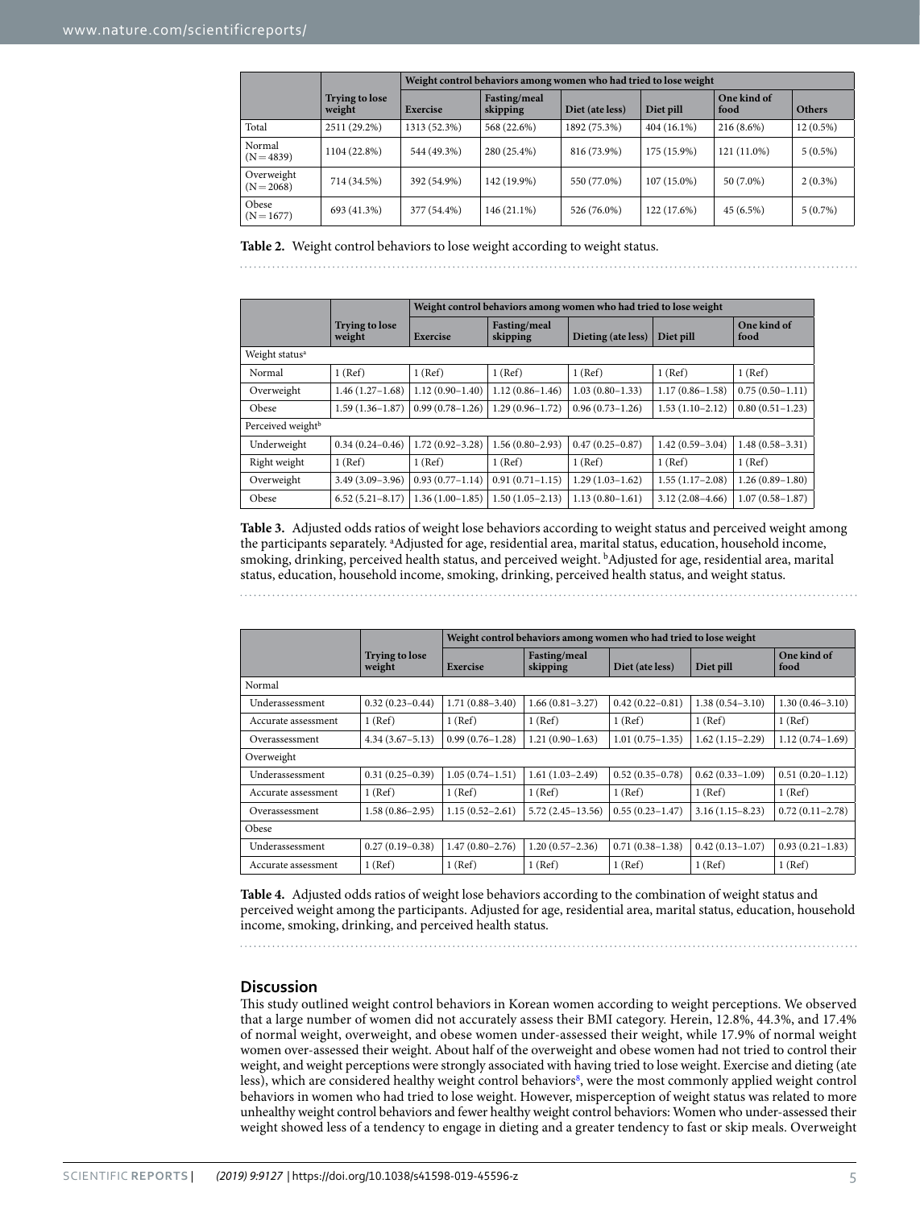| | Trying to lose weight | Weight control behaviors among women who had tried to lose weight | | | | | |
|---|---|---|---|---|---|---|---|
| | | Exercise | Fasting/meal skipping | Diet (ate less) | Diet pill | One kind of food | Others |
| Total | 2511 (29.2%) | 1313 (52.3%) | 568 (22.6%) | 1892 (75.3%) | 404 (16.1%) | 216 (8.6%) | 12 (0.5%) |
| Normal (N = 4839) | 1104 (22.8%) | 544 (49.3%) | 280 (25.4%) | 816 (73.9%) | 175 (15.9%) | 121 (11.0%) | 5 (0.5%) |
| Overweight (N = 2068) | 714 (34.5%) | 392 (54.9%) | 142 (19.9%) | 550 (77.0%) | 107 (15.0%) | 50 (7.0%) | 2 (0.3%) |
| Obese (N = 1677) | 693 (41.3%) | 377 (54.4%) | 146 (21.1%) | 526 (76.0%) | 122 (17.6%) | 45 (6.5%) | 5 (0.7%) |

**Table 2.** Weight control behaviors to lose weight according to weight status.

| | Trying to lose weight | Weight control behaviors among women who had tried to lose weight | | | | |
|---|---|---|---|---|---|---|
| | | Exercise | Fasting/meal skipping | Dieting (ate less) | Diet pill | One kind of food |
| Weight status[a] | | | | | | |
| Normal | 1 (Ref) | 1 (Ref) | 1 (Ref) | 1 (Ref) | 1 (Ref) | 1 (Ref) |
| Overweight | 1.46 (1.27–1.68) | 1.12 (0.90–1.40) | 1.12 (0.86–1.46) | 1.03 (0.80–1.33) | 1.17 (0.86–1.58) | 0.75 (0.50–1.11) |
| Obese | 1.59 (1.36–1.87) | 0.99 (0.78–1.26) | 1.29 (0.96–1.72) | 0.96 (0.73–1.26) | 1.53 (1.10–2.12) | 0.80 (0.51–1.23) |
| Perceived weight[b] | | | | | | |
| Underweight | 0.34 (0.24–0.46) | 1.72 (0.92–3.28) | 1.56 (0.80–2.93) | 0.47 (0.25–0.87) | 1.42 (0.59–3.04) | 1.48 (0.58–3.31) |
| Right weight | 1 (Ref) | 1 (Ref) | 1 (Ref) | 1 (Ref) | 1 (Ref) | 1 (Ref) |
| Overweight | 3.49 (3.09–3.96) | 0.93 (0.77–1.14) | 0.91 (0.71–1.15) | 1.29 (1.03–1.62) | 1.55 (1.17–2.08) | 1.26 (0.89–1.80) |
| Obese | 6.52 (5.21–8.17) | 1.36 (1.00–1.85) | 1.50 (1.05–2.13) | 1.13 (0.80–1.61) | 3.12 (2.08–4.66) | 1.07 (0.58–1.87) |

**Table 3.** Adjusted odds ratios of weight lose behaviors according to weight status and perceived weight among the participants separately. [a]Adjusted for age, residential area, marital status, education, household income, smoking, drinking, perceived health status, and perceived weight. [b]Adjusted for age, residential area, marital status, education, household income, smoking, drinking, perceived health status, and weight status.

| | Trying to lose weight | Weight control behaviors among women who had tried to lose weight | | | | |
|---|---|---|---|---|---|---|
| | | Exercise | Fasting/meal skipping | Diet (ate less) | Diet pill | One kind of food |
| Normal | | | | | | |
| Underassessment | 0.32 (0.23–0.44) | 1.71 (0.88–3.40) | 1.66 (0.81–3.27) | 0.42 (0.22–0.81) | 1.38 (0.54–3.10) | 1.30 (0.46–3.10) |
| Accurate assessment | 1 (Ref) | 1 (Ref) | 1 (Ref) | 1 (Ref) | 1 (Ref) | 1 (Ref) |
| Overassessment | 4.34 (3.67–5.13) | 0.99 (0.76–1.28) | 1.21 (0.90–1.63) | 1.01 (0.75–1.35) | 1.62 (1.15–2.29) | 1.12 (0.74–1.69) |
| Overweight | | | | | | |
| Underassessment | 0.31 (0.25–0.39) | 1.05 (0.74–1.51) | 1.61 (1.03–2.49) | 0.52 (0.35–0.78) | 0.62 (0.33–1.09) | 0.51 (0.20–1.12) |
| Accurate assessment | 1 (Ref) | 1 (Ref) | 1 (Ref) | 1 (Ref) | 1 (Ref) | 1 (Ref) |
| Overassessment | 1.58 (0.86–2.95) | 1.15 (0.52–2.61) | 5.72 (2.45–13.56) | 0.55 (0.23–1.47) | 3.16 (1.15–8.23) | 0.72 (0.11–2.78) |
| Obese | | | | | | |
| Underassessment | 0.27 (0.19–0.38) | 1.47 (0.80–2.76) | 1.20 (0.57–2.36) | 0.71 (0.38–1.38) | 0.42 (0.13–1.07) | 0.93 (0.21–1.83) |
| Accurate assessment | 1 (Ref) | 1 (Ref) | 1 (Ref) | 1 (Ref) | 1 (Ref) | 1 (Ref) |

**Table 4.** Adjusted odds ratios of weight lose behaviors according to the combination of weight status and perceived weight among the participants. Adjusted for age, residential area, marital status, education, household income, smoking, drinking, and perceived health status.

## Discussion

This study outlined weight control behaviors in Korean women according to weight perceptions. We observed that a large number of women did not accurately assess their BMI category. Herein, 12.8%, 44.3%, and 17.4% of normal weight, overweight, and obese women under-assessed their weight, while 17.9% of normal weight women over-assessed their weight. About half of the overweight and obese women had not tried to control their weight, and weight perceptions were strongly associated with having tried to lose weight. Exercise and dieting (ate less), which are considered healthy weight control behaviors[8], were the most commonly applied weight control behaviors in women who had tried to lose weight. However, misperception of weight status was related to more unhealthy weight control behaviors and fewer healthy weight control behaviors: Women who under-assessed their weight showed less of a tendency to engage in dieting and a greater tendency to fast or skip meals. Overweight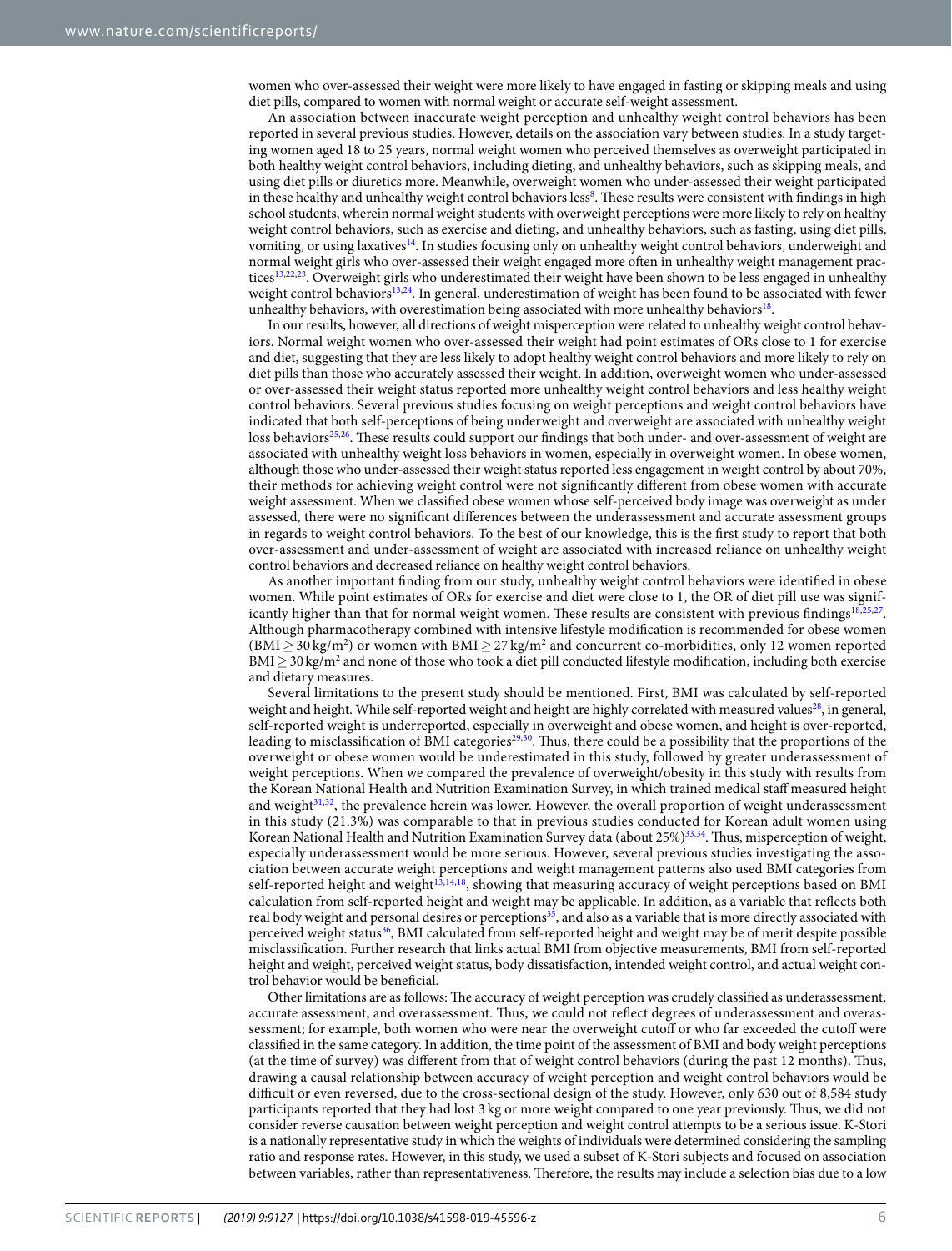women who over-assessed their weight were more likely to have engaged in fasting or skipping meals and using diet pills, compared to women with normal weight or accurate self-weight assessment.

An association between inaccurate weight perception and unhealthy weight control behaviors has been reported in several previous studies. However, details on the association vary between studies. In a study targeting women aged 18 to 25 years, normal weight women who perceived themselves as overweight participated in both healthy weight control behaviors, including dieting, and unhealthy behaviors, such as skipping meals, and using diet pills or diuretics more. Meanwhile, overweight women who under-assessed their weight participated in these healthy and unhealthy weight control behaviors less[8]. These results were consistent with findings in high school students, wherein normal weight students with overweight perceptions were more likely to rely on healthy weight control behaviors, such as exercise and dieting, and unhealthy behaviors, such as fasting, using diet pills, vomiting, or using laxatives[14]. In studies focusing only on unhealthy weight control behaviors, underweight and normal weight girls who over-assessed their weight engaged more often in unhealthy weight management practices[13,22,23]. Overweight girls who underestimated their weight have been shown to be less engaged in unhealthy weight control behaviors[13,24]. In general, underestimation of weight has been found to be associated with fewer unhealthy behaviors, with overestimation being associated with more unhealthy behaviors[18].

In our results, however, all directions of weight misperception were related to unhealthy weight control behaviors. Normal weight women who over-assessed their weight had point estimates of ORs close to 1 for exercise and diet, suggesting that they are less likely to adopt healthy weight control behaviors and more likely to rely on diet pills than those who accurately assessed their weight. In addition, overweight women who under-assessed or over-assessed their weight status reported more unhealthy weight control behaviors and less healthy weight control behaviors. Several previous studies focusing on weight perceptions and weight control behaviors have indicated that both self-perceptions of being underweight and overweight are associated with unhealthy weight loss behaviors[25,26]. These results could support our findings that both under- and over-assessment of weight are associated with unhealthy weight loss behaviors in women, especially in overweight women. In obese women, although those who under-assessed their weight status reported less engagement in weight control by about 70%, their methods for achieving weight control were not significantly different from obese women with accurate weight assessment. When we classified obese women whose self-perceived body image was overweight as under assessed, there were no significant differences between the underassessment and accurate assessment groups in regards to weight control behaviors. To the best of our knowledge, this is the first study to report that both over-assessment and under-assessment of weight are associated with increased reliance on unhealthy weight control behaviors and decreased reliance on healthy weight control behaviors.

As another important finding from our study, unhealthy weight control behaviors were identified in obese women. While point estimates of ORs for exercise and diet were close to 1, the OR of diet pill use was significantly higher than that for normal weight women. These results are consistent with previous findings[18,25,27]. Although pharmacotherapy combined with intensive lifestyle modification is recommended for obese women ($BMI \geq 30\,kg/m^2$) or women with $BMI \geq 27\,kg/m^2$ and concurrent co-morbidities, only 12 women reported $BMI \geq 30\,kg/m^2$ and none of those who took a diet pill conducted lifestyle modification, including both exercise and dietary measures.

Several limitations to the present study should be mentioned. First, BMI was calculated by self-reported weight and height. While self-reported weight and height are highly correlated with measured values[28], in general, self-reported weight is underreported, especially in overweight and obese women, and height is over-reported, leading to misclassification of BMI categories[29,30]. Thus, there could be a possibility that the proportions of the overweight or obese women would be underestimated in this study, followed by greater underassessment of weight perceptions. When we compared the prevalence of overweight/obesity in this study with results from the Korean National Health and Nutrition Examination Survey, in which trained medical staff measured height and weight[31,32], the prevalence herein was lower. However, the overall proportion of weight underassessment in this study (21.3%) was comparable to that in previous studies conducted for Korean adult women using Korean National Health and Nutrition Examination Survey data (about 25%)[33,34]. Thus, misperception of weight, especially underassessment would be more serious. However, several previous studies investigating the association between accurate weight perceptions and weight management patterns also used BMI categories from self-reported height and weight[13,14,18], showing that measuring accuracy of weight perceptions based on BMI calculation from self-reported height and weight may be applicable. In addition, as a variable that reflects both real body weight and personal desires or perceptions[35], and also as a variable that is more directly associated with perceived weight status[36], BMI calculated from self-reported height and weight may be of merit despite possible misclassification. Further research that links actual BMI from objective measurements, BMI from self-reported height and weight, perceived weight status, body dissatisfaction, intended weight control, and actual weight control behavior would be beneficial.

Other limitations are as follows: The accuracy of weight perception was crudely classified as underassessment, accurate assessment, and overassessment. Thus, we could not reflect degrees of underassessment and overassessment; for example, both women who were near the overweight cutoff or who far exceeded the cutoff were classified in the same category. In addition, the time point of the assessment of BMI and body weight perceptions (at the time of survey) was different from that of weight control behaviors (during the past 12 months). Thus, drawing a causal relationship between accuracy of weight perception and weight control behaviors would be difficult or even reversed, due to the cross-sectional design of the study. However, only 630 out of 8,584 study participants reported that they had lost 3 kg or more weight compared to one year previously. Thus, we did not consider reverse causation between weight perception and weight control attempts to be a serious issue. K-Stori is a nationally representative study in which the weights of individuals were determined considering the sampling ratio and response rates. However, in this study, we used a subset of K-Stori subjects and focused on association between variables, rather than representativeness. Therefore, the results may include a selection bias due to a low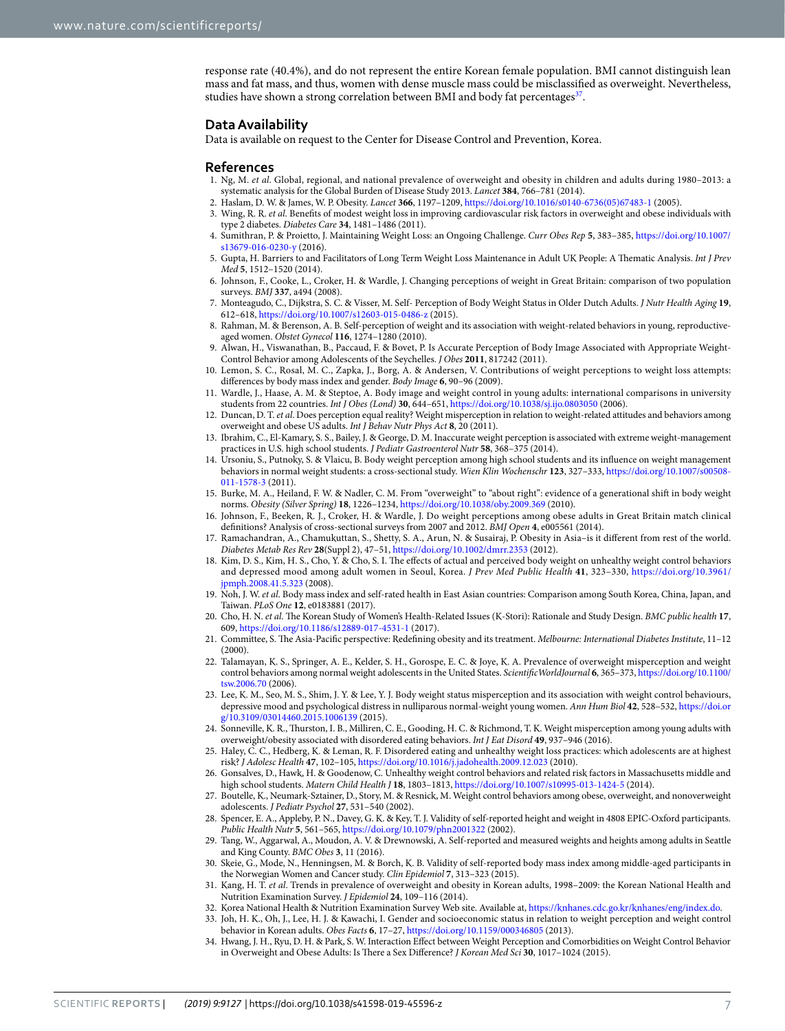response rate (40.4%), and do not represent the entire Korean female population. BMI cannot distinguish lean mass and fat mass, and thus, women with dense muscle mass could be misclassified as overweight. Nevertheless, studies have shown a strong correlation between BMI and body fat percentages[37].

## Data Availability

Data is available on request to the Center for Disease Control and Prevention, Korea.

## References

1. Ng, M. *et al*. Global, regional, and national prevalence of overweight and obesity in children and adults during 1980–2013: a systematic analysis for the Global Burden of Disease Study 2013. *Lancet* **384**, 766–781 (2014).
2. Haslam, D. W. & James, W. P. Obesity. *Lancet* **366**, 1197–1209, https://doi.org/10.1016/s0140-6736(05)67483-1 (2005).
3. Wing, R. R. *et al*. Benefits of modest weight loss in improving cardiovascular risk factors in overweight and obese individuals with type 2 diabetes. *Diabetes Care* **34**, 1481–1486 (2011).
4. Sumithran, P. & Proietto, J. Maintaining Weight Loss: an Ongoing Challenge. *Curr Obes Rep* **5**, 383–385, https://doi.org/10.1007/s13679-016-0230-y (2016).
5. Gupta, H. Barriers to and Facilitators of Long Term Weight Loss Maintenance in Adult UK People: A Thematic Analysis. *Int J Prev Med* **5**, 1512–1520 (2014).
6. Johnson, F., Cooke, L., Croker, H. & Wardle, J. Changing perceptions of weight in Great Britain: comparison of two population surveys. *BMJ* **337**, a494 (2008).
7. Monteagudo, C., Dijkstra, S. C. & Visser, M. Self- Perception of Body Weight Status in Older Dutch Adults. *J Nutr Health Aging* **19**, 612–618, https://doi.org/10.1007/s12603-015-0486-z (2015).
8. Rahman, M. & Berenson, A. B. Self-perception of weight and its association with weight-related behaviors in young, reproductive-aged women. *Obstet Gynecol* **116**, 1274–1280 (2010).
9. Alwan, H., Viswanathan, B., Paccaud, F. & Bovet, P. Is Accurate Perception of Body Image Associated with Appropriate Weight-Control Behavior among Adolescents of the Seychelles. *J Obes* **2011**, 817242 (2011).
10. Lemon, S. C., Rosal, M. C., Zapka, J., Borg, A. & Andersen, V. Contributions of weight perceptions to weight loss attempts: differences by body mass index and gender. *Body Image* **6**, 90–96 (2009).
11. Wardle, J., Haase, A. M. & Steptoe, A. Body image and weight control in young adults: international comparisons in university students from 22 countries. *Int J Obes (Lond)* **30**, 644–651, https://doi.org/10.1038/sj.ijo.0803050 (2006).
12. Duncan, D. T. *et al*. Does perception equal reality? Weight misperception in relation to weight-related attitudes and behaviors among overweight and obese US adults. *Int J Behav Nutr Phys Act* **8**, 20 (2011).
13. Ibrahim, C., El-Kamary, S. S., Bailey, J. & George, D. M. Inaccurate weight perception is associated with extreme weight-management practices in U.S. high school students. *J Pediatr Gastroenterol Nutr* **58**, 368–375 (2014).
14. Ursoniu, S., Putnoky, S. & Vlaicu, B. Body weight perception among high school students and its influence on weight management behaviors in normal weight students: a cross-sectional study. *Wien Klin Wochenschr* **123**, 327–333, https://doi.org/10.1007/s00508-011-1578-3 (2011).
15. Burke, M. A., Heiland, F. W. & Nadler, C. M. From "overweight" to "about right": evidence of a generational shift in body weight norms. *Obesity (Silver Spring)* **18**, 1226–1234, https://doi.org/10.1038/oby.2009.369 (2010).
16. Johnson, F., Beeken, R. J., Croker, H. & Wardle, J. Do weight perceptions among obese adults in Great Britain match clinical definitions? Analysis of cross-sectional surveys from 2007 and 2012. *BMJ Open* **4**, e005561 (2014).
17. Ramachandran, A., Chamukuttan, S., Shetty, S. A., Arun, N. & Susairaj, P. Obesity in Asia–is it different from rest of the world. *Diabetes Metab Res Rev* **28**(Suppl 2), 47–51, https://doi.org/10.1002/dmrr.2353 (2012).
18. Kim, D. S., Kim, H. S., Cho, Y. & Cho, S. I. The effects of actual and perceived body weight on unhealthy weight control behaviors and depressed mood among adult women in Seoul, Korea. *J Prev Med Public Health* **41**, 323–330, https://doi.org/10.3961/jpmph.2008.41.5.323 (2008).
19. Noh, J. W. *et al*. Body mass index and self-rated health in East Asian countries: Comparison among South Korea, China, Japan, and Taiwan. *PLoS One* **12**, e0183881 (2017).
20. Cho, H. N. *et al*. The Korean Study of Women's Health-Related Issues (K-Stori): Rationale and Study Design. *BMC public health* **17**, 609, https://doi.org/10.1186/s12889-017-4531-1 (2017).
21. Committee, S. The Asia-Pacific perspective: Redefining obesity and its treatment. *Melbourne: International Diabetes Institute*, 11–12 (2000).
22. Talamayan, K. S., Springer, A. E., Kelder, S. H., Gorospe, E. C. & Joye, K. A. Prevalence of overweight misperception and weight control behaviors among normal weight adolescents in the United States. *ScientificWorldJournal* **6**, 365–373, https://doi.org/10.1100/tsw.2006.70 (2006).
23. Lee, K. M., Seo, M. S., Shim, J. Y. & Lee, Y. J. Body weight status misperception and its association with weight control behaviours, depressive mood and psychological distress in nulliparous normal-weight young women. *Ann Hum Biol* **42**, 528–532, https://doi.org/10.3109/03014460.2015.1006139 (2015).
24. Sonneville, K. R., Thurston, I. B., Milliren, C. E., Gooding, H. C. & Richmond, T. K. Weight misperception among young adults with overweight/obesity associated with disordered eating behaviors. *Int J Eat Disord* **49**, 937–946 (2016).
25. Haley, C. C., Hedberg, K. & Leman, R. F. Disordered eating and unhealthy weight loss practices: which adolescents are at highest risk? *J Adolesc Health* **47**, 102–105, https://doi.org/10.1016/j.jadohealth.2009.12.023 (2010).
26. Gonsalves, D., Hawk, H. & Goodenow, C. Unhealthy weight control behaviors and related risk factors in Massachusetts middle and high school students. *Matern Child Health J* **18**, 1803–1813, https://doi.org/10.1007/s10995-013-1424-5 (2014).
27. Boutelle, K., Neumark-Sztainer, D., Story, M. & Resnick, M. Weight control behaviors among obese, overweight, and nonoverweight adolescents. *J Pediatr Psychol* **27**, 531–540 (2002).
28. Spencer, E. A., Appleby, P. N., Davey, G. K. & Key, T. J. Validity of self-reported height and weight in 4808 EPIC-Oxford participants. *Public Health Nutr* **5**, 561–565, https://doi.org/10.1079/phn2001322 (2002).
29. Tang, W., Aggarwal, A., Moudon, A. V. & Drewnowski, A. Self-reported and measured weights and heights among adults in Seattle and King County. *BMC Obes* **3**, 11 (2016).
30. Skeie, G., Mode, N., Henningsen, M. & Borch, K. B. Validity of self-reported body mass index among middle-aged participants in the Norwegian Women and Cancer study. *Clin Epidemiol* **7**, 313–323 (2015).
31. Kang, H. T. *et al*. Trends in prevalence of overweight and obesity in Korean adults, 1998–2009: the Korean National Health and Nutrition Examination Survey. *J Epidemiol* **24**, 109–116 (2014).
32. Korea National Health & Nutrition Examination Survey Web site. Available at, https://knhanes.cdc.go.kr/knhanes/eng/index.do.
33. Joh, H. K., Oh, J., Lee, H. J. & Kawachi, I. Gender and socioeconomic status in relation to weight perception and weight control behavior in Korean adults. *Obes Facts* **6**, 17–27, https://doi.org/10.1159/000346805 (2013).
34. Hwang, J. H., Ryu, D. H. & Park, S. W. Interaction Effect between Weight Perception and Comorbidities on Weight Control Behavior in Overweight and Obese Adults: Is There a Sex Difference? *J Korean Med Sci* **30**, 1017–1024 (2015).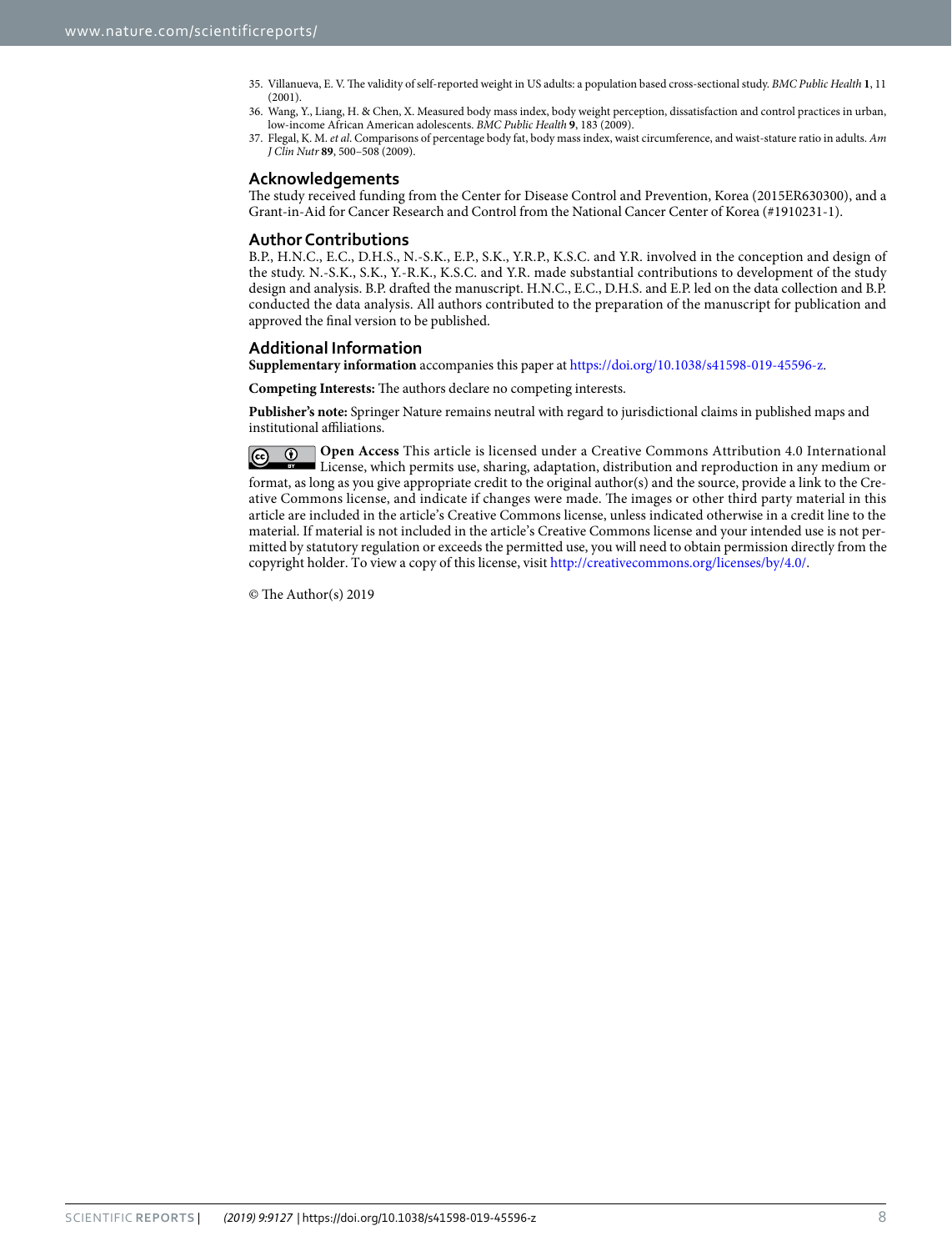35. Villanueva, E. V. The validity of self-reported weight in US adults: a population based cross-sectional study. *BMC Public Health* **1**, 11 (2001).
36. Wang, Y., Liang, H. & Chen, X. Measured body mass index, body weight perception, dissatisfaction and control practices in urban, low-income African American adolescents. *BMC Public Health* **9**, 183 (2009).
37. Flegal, K. M. *et al*. Comparisons of percentage body fat, body mass index, waist circumference, and waist-stature ratio in adults. *Am J Clin Nutr* **89**, 500–508 (2009).

## Acknowledgements

The study received funding from the Center for Disease Control and Prevention, Korea (2015ER630300), and a Grant-in-Aid for Cancer Research and Control from the National Cancer Center of Korea (#1910231-1).

## Author Contributions

B.P., H.N.C., E.C., D.H.S., N.-S.K., E.P., S.K., Y.R.P., K.S.C. and Y.R. involved in the conception and design of the study. N.-S.K., S.K., Y.-R.K., K.S.C. and Y.R. made substantial contributions to development of the study design and analysis. B.P. drafted the manuscript. H.N.C., E.C., D.H.S. and E.P. led on the data collection and B.P. conducted the data analysis. All authors contributed to the preparation of the manuscript for publication and approved the final version to be published.

## Additional Information

**Supplementary information** accompanies this paper at https://doi.org/10.1038/s41598-019-45596-z.

**Competing Interests:** The authors declare no competing interests.

**Publisher's note:** Springer Nature remains neutral with regard to jurisdictional claims in published maps and institutional affiliations.

**Open Access** This article is licensed under a Creative Commons Attribution 4.0 International License, which permits use, sharing, adaptation, distribution and reproduction in any medium or format, as long as you give appropriate credit to the original author(s) and the source, provide a link to the Creative Commons license, and indicate if changes were made. The images or other third party material in this article are included in the article's Creative Commons license, unless indicated otherwise in a credit line to the material. If material is not included in the article's Creative Commons license and your intended use is not permitted by statutory regulation or exceeds the permitted use, you will need to obtain permission directly from the copyright holder. To view a copy of this license, visit http://creativecommons.org/licenses/by/4.0/.

© The Author(s) 2019